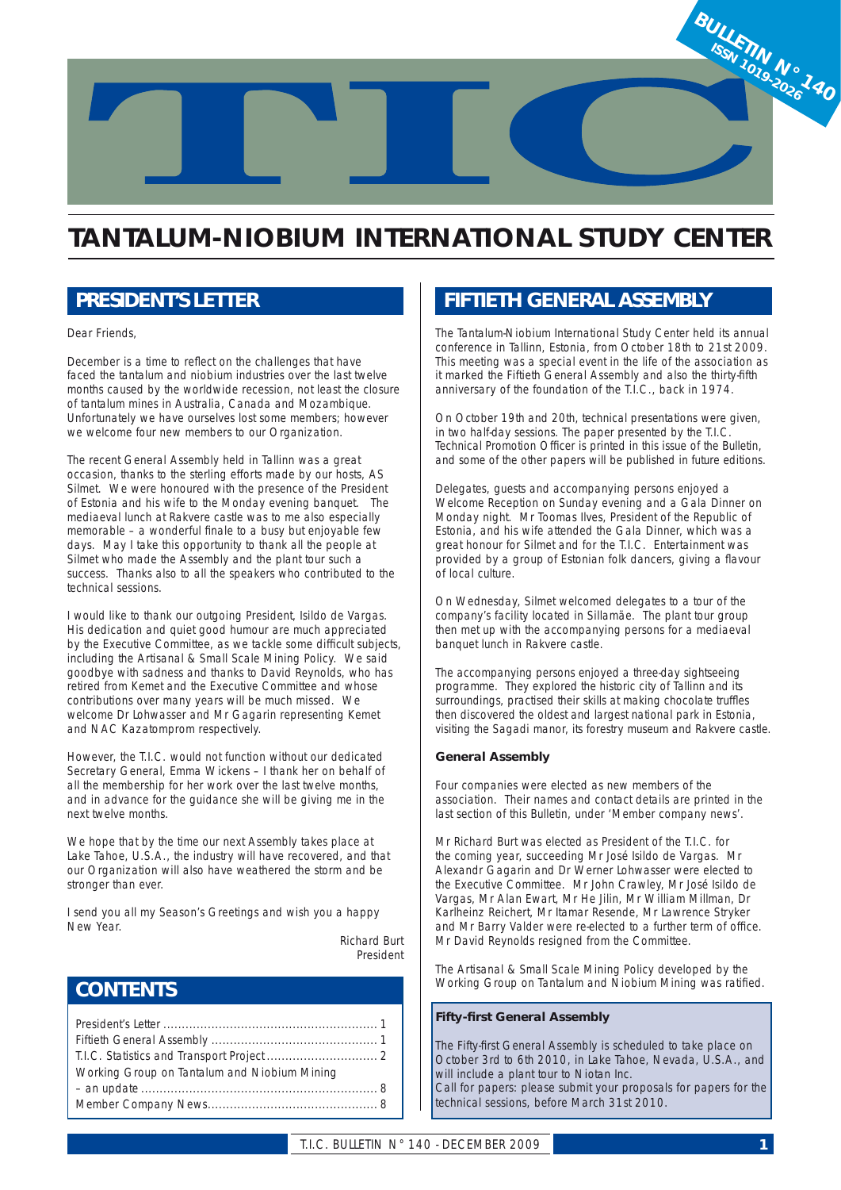# TANTALUM-NIOBIUM INTERNATIONAL STUDY CENTER

BULLETIN N° 140
ISSN 1019-2026

## PRESIDENT'S LETTER

Dear Friends,

December is a time to reflect on the challenges that have faced the tantalum and niobium industries over the last twelve months caused by the worldwide recession, not least the closure of tantalum mines in Australia, Canada and Mozambique. Unfortunately we have ourselves lost some members; however we welcome four new members to our Organization.

The recent General Assembly held in Tallinn was a great occasion, thanks to the sterling efforts made by our hosts, AS Silmet. We were honoured with the presence of the President of Estonia and his wife to the Monday evening banquet. The mediaeval lunch at Rakvere castle was to me also especially memorable – a wonderful finale to a busy but enjoyable few days. May I take this opportunity to thank all the people at Silmet who made the Assembly and the plant tour such a success. Thanks also to all the speakers who contributed to the technical sessions.

I would like to thank our outgoing President, Isildo de Vargas. His dedication and quiet good humour are much appreciated by the Executive Committee, as we tackle some difficult subjects, including the Artisanal & Small Scale Mining Policy. We said goodbye with sadness and thanks to David Reynolds, who has retired from Kemet and the Executive Committee and whose contributions over many years will be much missed. We welcome Dr Lohwasser and Mr Gagarin representing Kemet and NAC Kazatomprom respectively.

However, the T.I.C. would not function without our dedicated Secretary General, Emma Wickens – I thank her on behalf of all the membership for her work over the last twelve months, and in advance for the guidance she will be giving me in the next twelve months.

We hope that by the time our next Assembly takes place at Lake Tahoe, U.S.A., the industry will have recovered, and that our Organization will also have weathered the storm and be stronger than ever.

I send you all my Season's Greetings and wish you a happy New Year.

Richard Burt
President

## CONTENTS

- President's Letter .......... 1
- Fiftieth General Assembly .......... 1
- T.I.C. Statistics and Transport Project .......... 2
- Working Group on Tantalum and Niobium Mining – an update .......... 8
- Member Company News .......... 8

## FIFTIETH GENERAL ASSEMBLY

The Tantalum-Niobium International Study Center held its annual conference in Tallinn, Estonia, from October 18th to 21st 2009. This meeting was a special event in the life of the association as it marked the Fiftieth General Assembly and also the thirty-fifth anniversary of the foundation of the T.I.C., back in 1974.

On October 19th and 20th, technical presentations were given, in two half-day sessions. The paper presented by the T.I.C. Technical Promotion Officer is printed in this issue of the Bulletin, and some of the other papers will be published in future editions.

Delegates, guests and accompanying persons enjoyed a Welcome Reception on Sunday evening and a Gala Dinner on Monday night. Mr Toomas Ilves, President of the Republic of Estonia, and his wife attended the Gala Dinner, which was a great honour for Silmet and for the T.I.C. Entertainment was provided by a group of Estonian folk dancers, giving a flavour of local culture.

On Wednesday, Silmet welcomed delegates to a tour of the company's facility located in Sillamäe. The plant tour group then met up with the accompanying persons for a mediaeval banquet lunch in Rakvere castle.

The accompanying persons enjoyed a three-day sightseeing programme. They explored the historic city of Tallinn and its surroundings, practised their skills at making chocolate truffles then discovered the oldest and largest national park in Estonia, visiting the Sagadi manor, its forestry museum and Rakvere castle.

### General Assembly

Four companies were elected as new members of the association. Their names and contact details are printed in the last section of this Bulletin, under 'Member company news'.

Mr Richard Burt was elected as President of the T.I.C. for the coming year, succeeding Mr José Isildo de Vargas. Mr Alexandr Gagarin and Dr Werner Lohwasser were elected to the Executive Committee. Mr John Crawley, Mr José Isildo de Vargas, Mr Alan Ewart, Mr He Jilin, Mr William Millman, Dr Karlheinz Reichert, Mr Itamar Resende, Mr Lawrence Stryker and Mr Barry Valder were re-elected to a further term of office. Mr David Reynolds resigned from the Committee.

The Artisanal & Small Scale Mining Policy developed by the Working Group on Tantalum and Niobium Mining was ratified.

### Fifty-first General Assembly

The Fifty-first General Assembly is scheduled to take place on October 3rd to 6th 2010, in Lake Tahoe, Nevada, U.S.A., and will include a plant tour to Niotan Inc.
Call for papers: please submit your proposals for papers for the technical sessions, before March 31st 2010.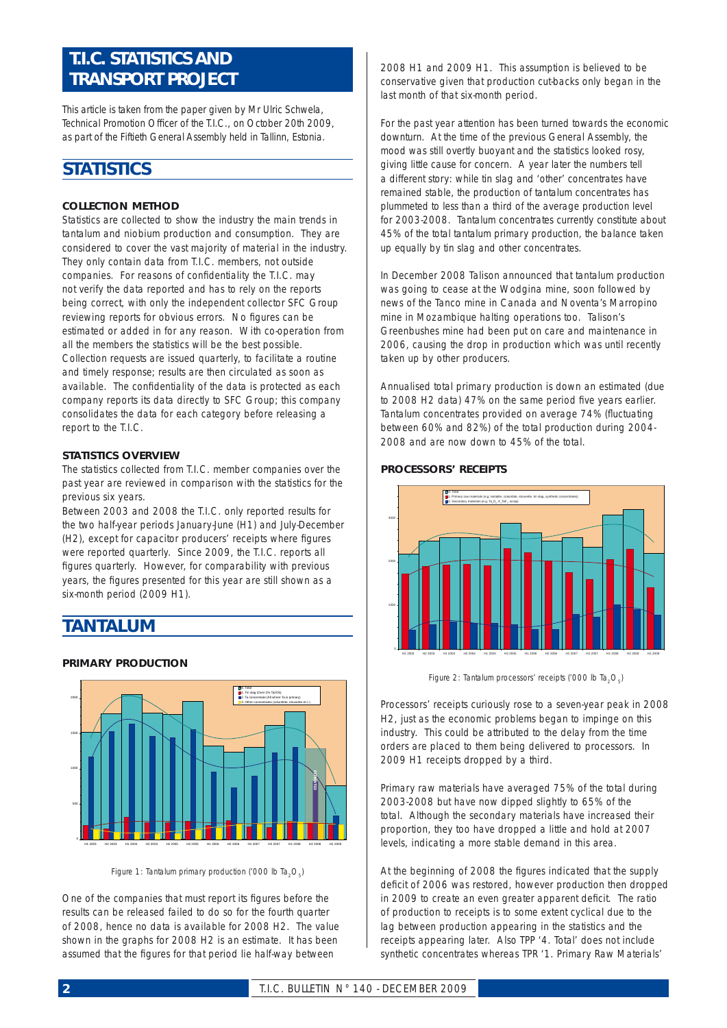# T.I.C. STATISTICS AND TRANSPORT PROJECT

*This article is taken from the paper given by Mr Ulric Schwela, Technical Promotion Officer of the T.I.C., on October 20th 2009, as part of the Fiftieth General Assembly held in Tallinn, Estonia.*

## STATISTICS

### COLLECTION METHOD

Statistics are collected to show the industry the main trends in tantalum and niobium production and consumption. They are considered to cover the vast majority of material in the industry. They only contain data from T.I.C. members, not outside companies. For reasons of confidentiality the T.I.C. may not verify the data reported and has to rely on the reports being correct, with only the independent collector SFC Group reviewing reports for obvious errors. No figures can be estimated or added in for any reason. With co-operation from all the members the statistics will be the best possible. Collection requests are issued quarterly, to facilitate a routine and timely response; results are then circulated as soon as available. The confidentiality of the data is protected as each company reports its data directly to SFC Group; this company consolidates the data for each category before releasing a report to the T.I.C.

### STATISTICS OVERVIEW

The statistics collected from T.I.C. member companies over the past year are reviewed in comparison with the statistics for the previous six years.

Between 2003 and 2008 the T.I.C. only reported results for the two half-year periods January-June (H1) and July-December (H2), except for capacitor producers' receipts where figures were reported quarterly. Since 2009, the T.I.C. reports all figures quarterly. However, for comparability with previous years, the figures presented for this year are still shown as a six-month period (2009 H1).

## TANTALUM

### PRIMARY PRODUCTION

Figure 1: Tantalum primary production ('000 lb $Ta_2O_5$)

One of the companies that must report its figures before the results can be released failed to do so for the fourth quarter of 2008, hence no data is available for 2008 H2. The value shown in the graphs for 2008 H2 is an estimate. It has been assumed that the figures for that period lie half-way between 2008 H1 and 2009 H1. This assumption is believed to be conservative given that production cut-backs only began in the last month of that six-month period.

For the past year attention has been turned towards the economic downturn. At the time of the previous General Assembly, the mood was still overtly buoyant and the statistics looked rosy, giving little cause for concern. A year later the numbers tell a different story: while tin slag and 'other' concentrates have remained stable, the production of tantalum concentrates has plummeted to less than a third of the average production level for 2003-2008. Tantalum concentrates currently constitute about 45% of the total tantalum primary production, the balance taken up equally by tin slag and other concentrates.

In December 2008 Talison announced that tantalum production was going to cease at the Wodgina mine, soon followed by news of the Tanco mine in Canada and Noventa's Marropino mine in Mozambique halting operations too. Talison's Greenbushes mine had been put on care and maintenance in 2006, causing the drop in production which was until recently taken up by other producers.

Annualised total primary production is down an estimated (due to 2008 H2 data) 47% on the same period five years earlier. Tantalum concentrates provided on average 74% (fluctuating between 60% and 82%) of the total production during 2004-2008 and are now down to 45% of the total.

### PROCESSORS' RECEIPTS

Figure 2: Tantalum processors' receipts ('000 lb $Ta_2O_5$)

Processors' receipts curiously rose to a seven-year peak in 2008 H2, just as the economic problems began to impinge on this industry. This could be attributed to the delay from the time orders are placed to them being delivered to processors. In 2009 H1 receipts dropped by a third.

Primary raw materials have averaged 75% of the total during 2003-2008 but have now dipped slightly to 65% of the total. Although the secondary materials have increased their proportion, they too have dropped a little and hold at 2007 levels, indicating a more stable demand in this area.

At the beginning of 2008 the figures indicated that the supply deficit of 2006 was restored, however production then dropped in 2009 to create an even greater apparent deficit. The ratio of production to receipts is to some extent cyclical due to the lag between production appearing in the statistics and the receipts appearing later. Also TPP '4. Total' does not include synthetic concentrates whereas TPR '1. Primary Raw Materials'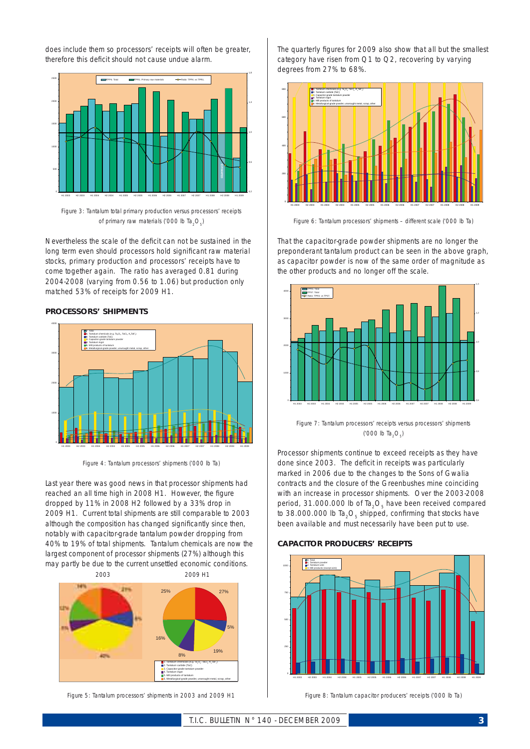does include them so processors' receipts will often be greater, therefore this deficit should not cause undue alarm.

Figure 3: Tantalum total primary production versus processors' receipts of primary raw materials ('000 lb $Ta_2O_5$)

Nevertheless the scale of the deficit can not be sustained in the long term even should processors hold significant raw material stocks, primary production and processors' receipts have to come together again. The ratio has averaged 0.81 during 2004-2008 (varying from 0.56 to 1.06) but production only matched 53% of receipts for 2009 H1.

## PROCESSORS' SHIPMENTS

Figure 4: Tantalum processors' shipments ('000 lb Ta)

Last year there was good news in that processor shipments had reached an all time high in 2008 H1. However, the figure dropped by 11% in 2008 H2 followed by a 33% drop in 2009 H1. Current total shipments are still comparable to 2003 although the composition has changed significantly since then, notably with capacitor-grade tantalum powder dropping from 40% to 19% of total shipments. Tantalum chemicals are now the largest component of processor shipments (27%) although this may partly be due to the current unsettled economic conditions.

Figure 5: Tantalum processors' shipments in 2003 and 2009 H1

The quarterly figures for 2009 also show that all but the smallest category have risen from Q1 to Q2, recovering by varying degrees from 27% to 68%.

Figure 6: Tantalum processors' shipments – different scale ('000 lb Ta)

That the capacitor-grade powder shipments are no longer the preponderant tantalum product can be seen in the above graph, as capacitor powder is now of the same order of magnitude as the other products and no longer off the scale.

Figure 7: Tantalum processors' receipts versus processors' shipments ('000 lb $Ta_2O_5$)

Processor shipments continue to exceed receipts as they have done since 2003. The deficit in receipts was particularly marked in 2006 due to the changes to the Sons of Gwalia contracts and the closure of the Greenbushes mine coinciding with an increase in processor shipments. Over the 2003-2008 period, 31.000.000 lb of $Ta_2O_5$ have been received compared to 38.000.000 lb $Ta_2O_5$ shipped, confirming that stocks have been available and must necessarily have been put to use.

## CAPACITOR PRODUCERS' RECEIPTS

Figure 8: Tantalum capacitor producers' receipts ('000 lb Ta)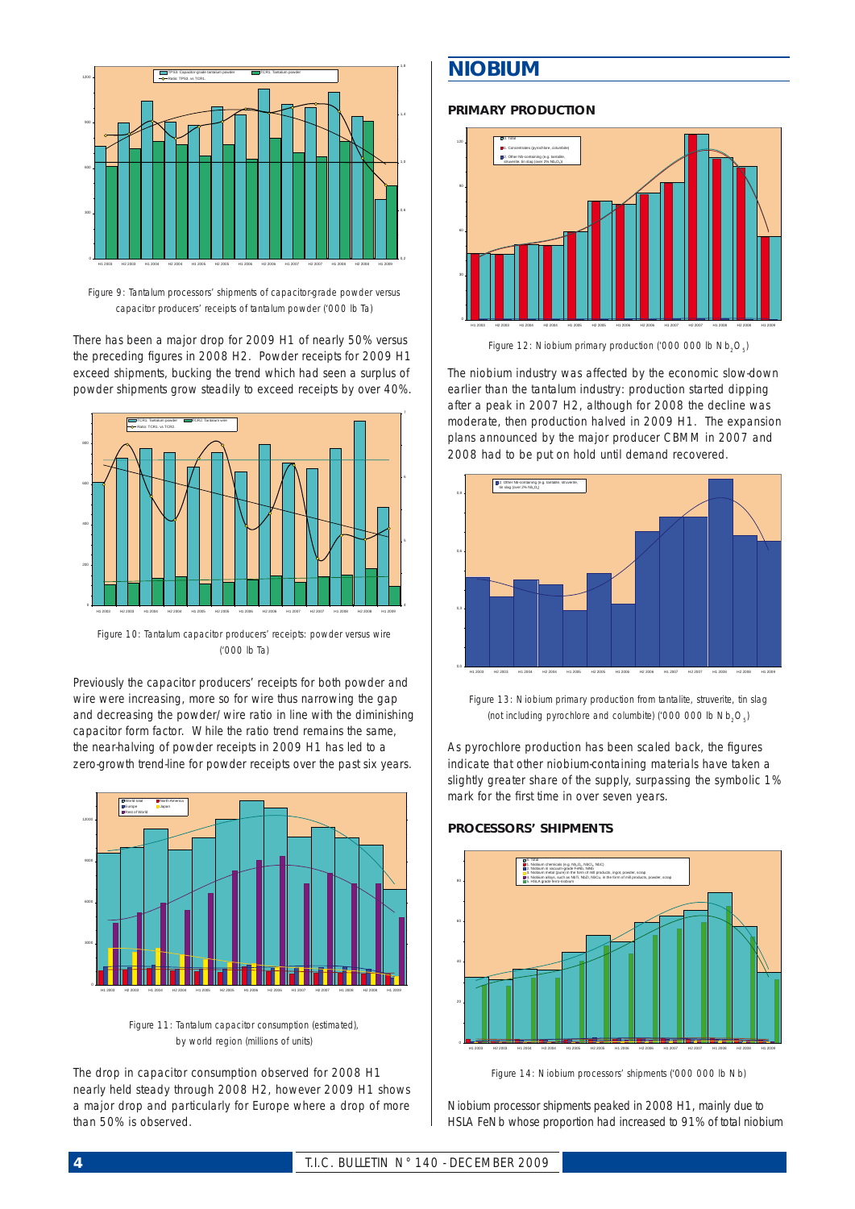Figure 9: Tantalum processors' shipments of capacitor-grade powder versus capacitor producers' receipts of tantalum powder ('000 lb Ta)

There has been a major drop for 2009 H1 of nearly 50% versus the preceding figures in 2008 H2. Powder receipts for 2009 H1 exceed shipments, bucking the trend which had seen a surplus of powder shipments grow steadily to exceed receipts by over 40%.

Figure 10: Tantalum capacitor producers' receipts: powder versus wire ('000 lb Ta)

Previously the capacitor producers' receipts for both powder and wire were increasing, more so for wire thus narrowing the gap and decreasing the powder/wire ratio in line with the diminishing capacitor form factor. While the ratio trend remains the same, the near-halving of powder receipts in 2009 H1 has led to a zero-growth trend-line for powder receipts over the past six years.

Figure 11: Tantalum capacitor consumption (estimated), by world region (millions of units)

The drop in capacitor consumption observed for 2008 H1 nearly held steady through 2008 H2, however 2009 H1 shows a major drop and particularly for Europe where a drop of more than 50% is observed.

# NIOBIUM

## PRIMARY PRODUCTION

Figure 12: Niobium primary production ('000 000 lb $Nb_2O_5$)

The niobium industry was affected by the economic slow-down earlier than the tantalum industry: production started dipping after a peak in 2007 H2, although for 2008 the decline was moderate, then production halved in 2009 H1. The expansion plans announced by the major producer CBMM in 2007 and 2008 had to be put on hold until demand recovered.

Figure 13: Niobium primary production from tantalite, struverite, tin slag (not including pyrochlore and columbite) ('000 000 lb $Nb_2O_5$)

As pyrochlore production has been scaled back, the figures indicate that other niobium-containing materials have taken a slightly greater share of the supply, surpassing the symbolic 1% mark for the first time in over seven years.

## PROCESSORS' SHIPMENTS

Figure 14: Niobium processors' shipments ('000 000 lb Nb)

Niobium processor shipments peaked in 2008 H1, mainly due to HSLA FeNb whose proportion had increased to 91% of total niobium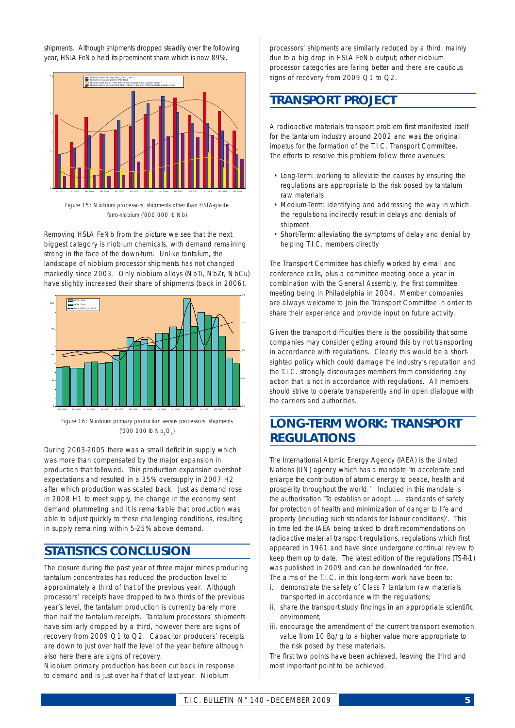shipments. Although shipments dropped steadily over the following year, HSLA FeNb held its preeminent share which is now 89%.

Figure 15: Niobium processors' shipments other than HSLA-grade ferro-niobium ('000 000 lb Nb)

Removing HSLA FeNb from the picture we see that the next biggest category is niobium chemicals, with demand remaining strong in the face of the down-turn. Unlike tantalum, the landscape of niobium processor shipments has not changed markedly since 2003. Only niobium alloys (NbTi, NbZr, NbCu) have slightly increased their share of shipments (back in 2006).

Figure 16: Niobium primary production versus processors' shipments ('000 000 lb $Nb_2O_5$)

During 2003-2005 there was a small deficit in supply which was more than compensated by the major expansion in production that followed. This production expansion overshot expectations and resulted in a 35% oversupply in 2007 H2 after which production was scaled back. Just as demand rose in 2008 H1 to meet supply, the change in the economy sent demand plummeting and it is remarkable that production was able to adjust quickly to these challenging conditions, resulting in supply remaining within 5-25% above demand.

## STATISTICS CONCLUSION

The closure during the past year of three major mines producing tantalum concentrates has reduced the production level to approximately a third of that of the previous year. Although processors' receipts have dropped to two thirds of the previous year's level, the tantalum production is currently barely more than half the tantalum receipts. Tantalum processors' shipments have similarly dropped by a third, however there are signs of recovery from 2009 Q1 to Q2. Capacitor producers' receipts are down to just over half the level of the year before although also here there are signs of recovery.

Niobium primary production has been cut back in response to demand and is just over half that of last year. Niobium processors' shipments are similarly reduced by a third, mainly due to a big drop in HSLA FeNb output; other niobium processor categories are faring better and there are cautious signs of recovery from 2009 Q1 to Q2.

## TRANSPORT PROJECT

A radioactive materials transport problem first manifested itself for the tantalum industry around 2002 and was the original impetus for the formation of the T.I.C. Transport Committee. The efforts to resolve this problem follow three avenues:

- Long-Term: working to alleviate the causes by ensuring the regulations are appropriate to the risk posed by tantalum raw materials
- Medium-Term: identifying and addressing the way in which the regulations indirectly result in delays and denials of shipment
- Short-Term: alleviating the symptoms of delay and denial by helping T.I.C. members directly

The Transport Committee has chiefly worked by e-mail and conference calls, plus a committee meeting once a year in combination with the General Assembly, the first committee meeting being in Philadelphia in 2004. Member companies are always welcome to join the Transport Committee in order to share their experience and provide input on future activity.

Given the transport difficulties there is the possibility that some companies may consider getting around this by not transporting in accordance with regulations. Clearly this would be a short-sighted policy which could damage the industry's reputation and the T.I.C. strongly discourages members from considering any action that is not in accordance with regulations. All members should strive to operate transparently and in open dialogue with the carriers and authorities.

## LONG-TERM WORK: TRANSPORT REGULATIONS

The International Atomic Energy Agency (IAEA) is the United Nations (UN) agency which has a mandate 'to accelerate and enlarge the contribution of atomic energy to peace, health and prosperity throughout the world.' Included in this mandate is the authorisation 'To establish or adopt, .... standards of safety for protection of health and minimization of danger to life and property (including such standards for labour conditions)'. This in time led the IAEA being tasked to draft recommendations on radioactive material transport regulations, regulations which first appeared in 1961 and have since undergone continual review to keep them up to date. The latest edition of the regulations (TS-R-1) was published in 2009 and can be downloaded for free.

The aims of the T.I.C. in this long-term work have been to:

i. demonstrate the safety of Class 7 tantalum raw materials transported in accordance with the regulations;
ii. share the transport study findings in an appropriate scientific environment;
iii. encourage the amendment of the current transport exemption value from 10 Bq/g to a higher value more appropriate to the risk posed by these materials.

The first two points have been achieved, leaving the third and most important point to be achieved.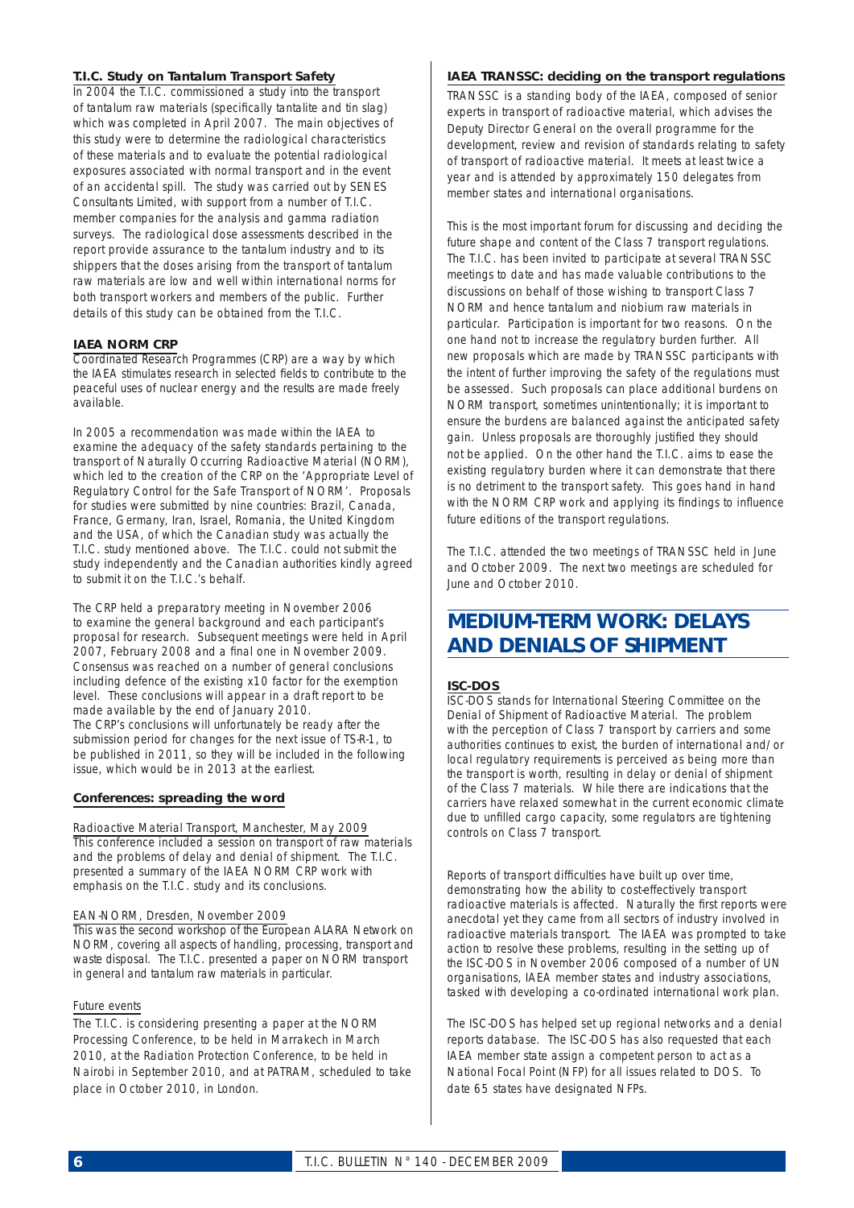### T.I.C. Study on Tantalum Transport Safety

In 2004 the T.I.C. commissioned a study into the transport of tantalum raw materials (specifically tantalite and tin slag) which was completed in April 2007. The main objectives of this study were to determine the radiological characteristics of these materials and to evaluate the potential radiological exposures associated with normal transport and in the event of an accidental spill. The study was carried out by SENES Consultants Limited, with support from a number of T.I.C. member companies for the analysis and gamma radiation surveys. The radiological dose assessments described in the report provide assurance to the tantalum industry and to its shippers that the doses arising from the transport of tantalum raw materials are low and well within international norms for both transport workers and members of the public. Further details of this study can be obtained from the T.I.C.

### IAEA NORM CRP

Coordinated Research Programmes (CRP) are a way by which the IAEA stimulates research in selected fields to contribute to the peaceful uses of nuclear energy and the results are made freely available.

In 2005 a recommendation was made within the IAEA to examine the adequacy of the safety standards pertaining to the transport of Naturally Occurring Radioactive Material (NORM), which led to the creation of the CRP on the 'Appropriate Level of Regulatory Control for the Safe Transport of NORM'. Proposals for studies were submitted by nine countries: Brazil, Canada, France, Germany, Iran, Israel, Romania, the United Kingdom and the USA, of which the Canadian study was actually the T.I.C. study mentioned above. The T.I.C. could not submit the study independently and the Canadian authorities kindly agreed to submit it on the T.I.C.'s behalf.

The CRP held a preparatory meeting in November 2006 to examine the general background and each participant's proposal for research. Subsequent meetings were held in April 2007, February 2008 and a final one in November 2009. Consensus was reached on a number of general conclusions including defence of the existing x10 factor for the exemption level. These conclusions will appear in a draft report to be made available by the end of January 2010.
The CRP's conclusions will unfortunately be ready after the submission period for changes for the next issue of TS-R-1, to be published in 2011, so they will be included in the following issue, which would be in 2013 at the earliest.

### Conferences: spreading the word

Radioactive Material Transport, Manchester, May 2009

This conference included a session on transport of raw materials and the problems of delay and denial of shipment. The T.I.C. presented a summary of the IAEA NORM CRP work with emphasis on the T.I.C. study and its conclusions.

EAN-NORM, Dresden, November 2009

This was the second workshop of the European ALARA Network on NORM, covering all aspects of handling, processing, transport and waste disposal. The T.I.C. presented a paper on NORM transport in general and tantalum raw materials in particular.

Future events

The T.I.C. is considering presenting a paper at the NORM Processing Conference, to be held in Marrakech in March 2010, at the Radiation Protection Conference, to be held in Nairobi in September 2010, and at PATRAM, scheduled to take place in October 2010, in London.

### IAEA TRANSSC: deciding on the transport regulations

TRANSSC is a standing body of the IAEA, composed of senior experts in transport of radioactive material, which advises the Deputy Director General on the overall programme for the development, review and revision of standards relating to safety of transport of radioactive material. It meets at least twice a year and is attended by approximately 150 delegates from member states and international organisations.

This is the most important forum for discussing and deciding the future shape and content of the Class 7 transport regulations. The T.I.C. has been invited to participate at several TRANSSC meetings to date and has made valuable contributions to the discussions on behalf of those wishing to transport Class 7 NORM and hence tantalum and niobium raw materials in particular. Participation is important for two reasons. On the one hand not to increase the regulatory burden further. All new proposals which are made by TRANSSC participants with the intent of further improving the safety of the regulations must be assessed. Such proposals can place additional burdens on NORM transport, sometimes unintentionally; it is important to ensure the burdens are balanced against the anticipated safety gain. Unless proposals are thoroughly justified they should not be applied. On the other hand the T.I.C. aims to ease the existing regulatory burden where it can demonstrate that there is no detriment to the transport safety. This goes hand in hand with the NORM CRP work and applying its findings to influence future editions of the transport regulations.

The T.I.C. attended the two meetings of TRANSSC held in June and October 2009. The next two meetings are scheduled for June and October 2010.

## MEDIUM-TERM WORK: DELAYS AND DENIALS OF SHIPMENT

### ISC-DOS

ISC-DOS stands for International Steering Committee on the Denial of Shipment of Radioactive Material. The problem with the perception of Class 7 transport by carriers and some authorities continues to exist, the burden of international and/or local regulatory requirements is perceived as being more than the transport is worth, resulting in delay or denial of shipment of the Class 7 materials. While there are indications that the carriers have relaxed somewhat in the current economic climate due to unfilled cargo capacity, some regulators are tightening controls on Class 7 transport.

Reports of transport difficulties have built up over time, demonstrating how the ability to cost-effectively transport radioactive materials is affected. Naturally the first reports were anecdotal yet they came from all sectors of industry involved in radioactive materials transport. The IAEA was prompted to take action to resolve these problems, resulting in the setting up of the ISC-DOS in November 2006 composed of a number of UN organisations, IAEA member states and industry associations, tasked with developing a co-ordinated international work plan.

The ISC-DOS has helped set up regional networks and a denial reports database. The ISC-DOS has also requested that each IAEA member state assign a competent person to act as a National Focal Point (NFP) for all issues related to DOS. To date 65 states have designated NFPs.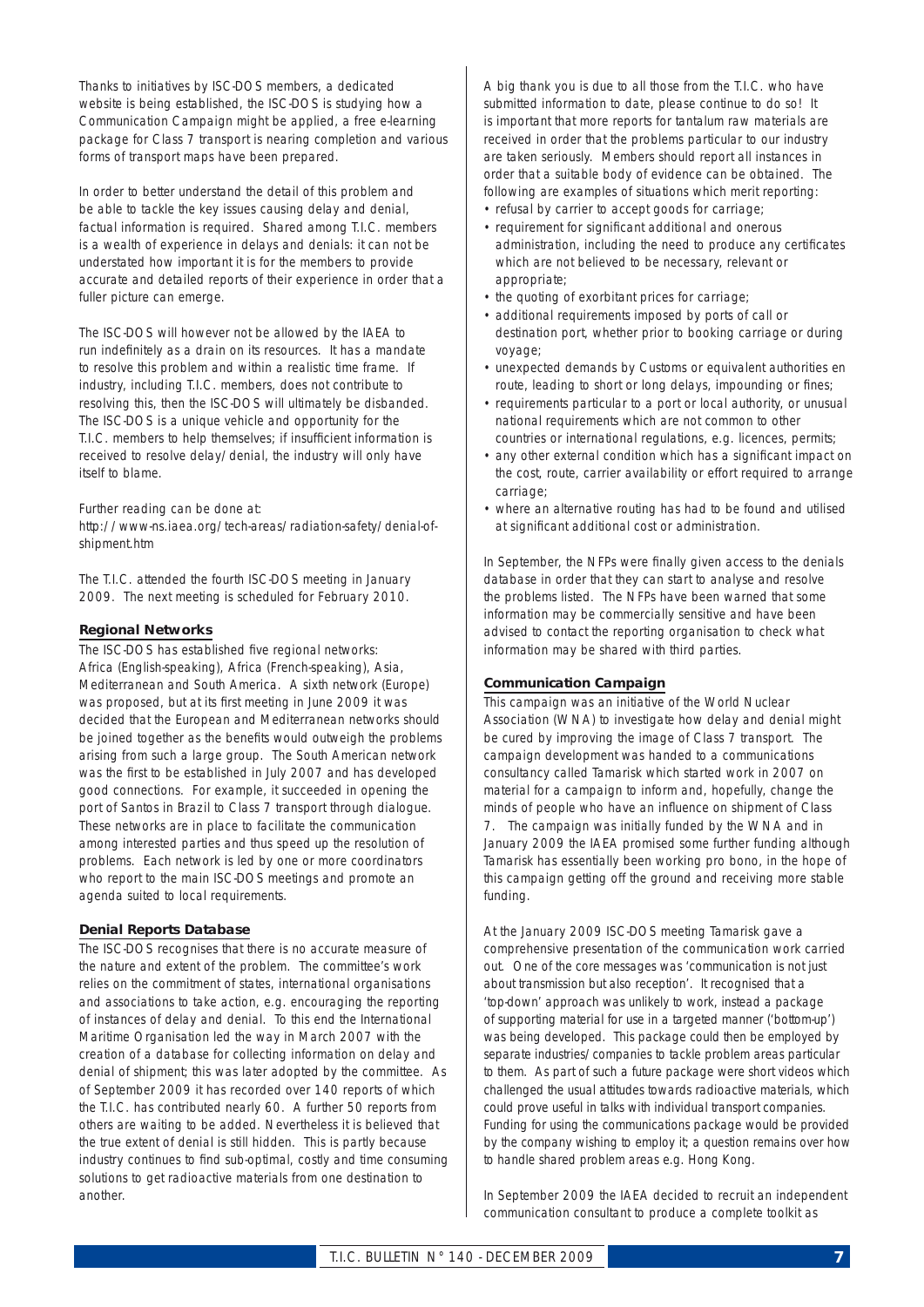Thanks to initiatives by ISC-DOS members, a dedicated website is being established, the ISC-DOS is studying how a Communication Campaign might be applied, a free e-learning package for Class 7 transport is nearing completion and various forms of transport maps have been prepared.

In order to better understand the detail of this problem and be able to tackle the key issues causing delay and denial, factual information is required. Shared among T.I.C. members is a wealth of experience in delays and denials: it can not be understated how important it is for the members to provide accurate and detailed reports of their experience in order that a fuller picture can emerge.

The ISC-DOS will however not be allowed by the IAEA to run indefinitely as a drain on its resources. It has a mandate to resolve this problem and within a realistic time frame. If industry, including T.I.C. members, does not contribute to resolving this, then the ISC-DOS will ultimately be disbanded. The ISC-DOS is a unique vehicle and opportunity for the T.I.C. members to help themselves; if insufficient information is received to resolve delay/denial, the industry will only have itself to blame.

Further reading can be done at:
http://www-ns.iaea.org/tech-areas/radiation-safety/denial-of-shipment.htm

The T.I.C. attended the fourth ISC-DOS meeting in January 2009. The next meeting is scheduled for February 2010.

### Regional Networks

The ISC-DOS has established five regional networks: Africa (English-speaking), Africa (French-speaking), Asia, Mediterranean and South America. A sixth network (Europe) was proposed, but at its first meeting in June 2009 it was decided that the European and Mediterranean networks should be joined together as the benefits would outweigh the problems arising from such a large group. The South American network was the first to be established in July 2007 and has developed good connections. For example, it succeeded in opening the port of Santos in Brazil to Class 7 transport through dialogue. These networks are in place to facilitate the communication among interested parties and thus speed up the resolution of problems. Each network is led by one or more coordinators who report to the main ISC-DOS meetings and promote an agenda suited to local requirements.

### Denial Reports Database

The ISC-DOS recognises that there is no accurate measure of the nature and extent of the problem. The committee's work relies on the commitment of states, international organisations and associations to take action, e.g. encouraging the reporting of instances of delay and denial. To this end the International Maritime Organisation led the way in March 2007 with the creation of a database for collecting information on delay and denial of shipment; this was later adopted by the committee. As of September 2009 it has recorded over 140 reports of which the T.I.C. has contributed nearly 60. A further 50 reports from others are waiting to be added. Nevertheless it is believed that the true extent of denial is still hidden. This is partly because industry continues to find sub-optimal, costly and time consuming solutions to get radioactive materials from one destination to another.

A big thank you is due to all those from the T.I.C. who have submitted information to date, please continue to do so! It is important that more reports for tantalum raw materials are received in order that the problems particular to our industry are taken seriously. Members should report all instances in order that a suitable body of evidence can be obtained. The following are examples of situations which merit reporting:

- refusal by carrier to accept goods for carriage;
- requirement for significant additional and onerous administration, including the need to produce any certificates which are not believed to be necessary, relevant or appropriate;
- the quoting of exorbitant prices for carriage;
- additional requirements imposed by ports of call or destination port, whether prior to booking carriage or during voyage;
- unexpected demands by Customs or equivalent authorities en route, leading to short or long delays, impounding or fines;
- requirements particular to a port or local authority, or unusual national requirements which are not common to other countries or international regulations, e.g. licences, permits;
- any other external condition which has a significant impact on the cost, route, carrier availability or effort required to arrange carriage;
- where an alternative routing has had to be found and utilised at significant additional cost or administration.

In September, the NFPs were finally given access to the denials database in order that they can start to analyse and resolve the problems listed. The NFPs have been warned that some information may be commercially sensitive and have been advised to contact the reporting organisation to check what information may be shared with third parties.

### Communication Campaign

This campaign was an initiative of the World Nuclear Association (WNA) to investigate how delay and denial might be cured by improving the image of Class 7 transport. The campaign development was handed to a communications consultancy called Tamarisk which started work in 2007 on material for a campaign to inform and, hopefully, change the minds of people who have an influence on shipment of Class 7. The campaign was initially funded by the WNA and in January 2009 the IAEA promised some further funding although Tamarisk has essentially been working pro bono, in the hope of this campaign getting off the ground and receiving more stable funding.

At the January 2009 ISC-DOS meeting Tamarisk gave a comprehensive presentation of the communication work carried out. One of the core messages was 'communication is not just about transmission but also reception'. It recognised that a 'top-down' approach was unlikely to work, instead a package of supporting material for use in a targeted manner ('bottom-up') was being developed. This package could then be employed by separate industries/companies to tackle problem areas particular to them. As part of such a future package were short videos which challenged the usual attitudes towards radioactive materials, which could prove useful in talks with individual transport companies. Funding for using the communications package would be provided by the company wishing to employ it; a question remains over how to handle shared problem areas e.g. Hong Kong.

In September 2009 the IAEA decided to recruit an independent communication consultant to produce a complete toolkit as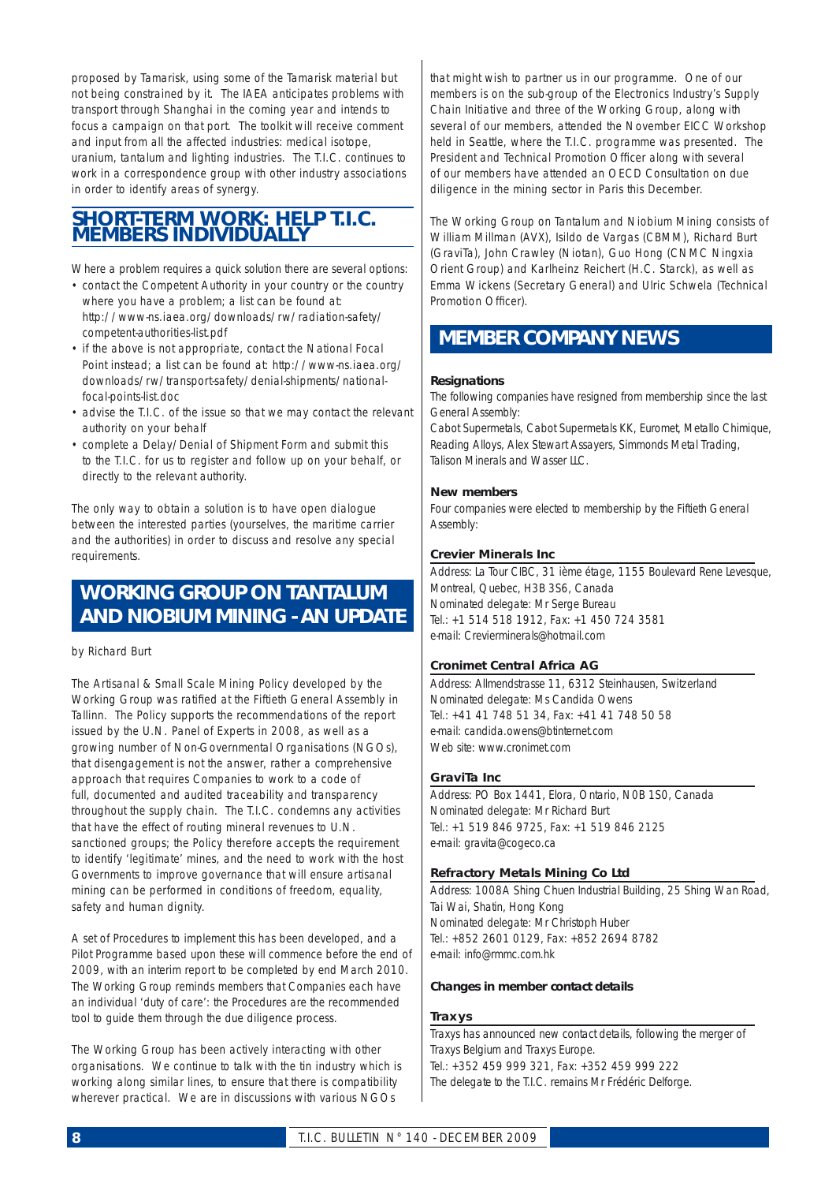proposed by Tamarisk, using some of the Tamarisk material but not being constrained by it. The IAEA anticipates problems with transport through Shanghai in the coming year and intends to focus a campaign on that port. The toolkit will receive comment and input from all the affected industries: medical isotope, uranium, tantalum and lighting industries. The T.I.C. continues to work in a correspondence group with other industry associations in order to identify areas of synergy.

## SHORT-TERM WORK: HELP T.I.C. MEMBERS INDIVIDUALLY

Where a problem requires a quick solution there are several options:

- contact the Competent Authority in your country or the country where you have a problem; a list can be found at: http://www-ns.iaea.org/downloads/rw/radiation-safety/competent-authorities-list.pdf
- if the above is not appropriate, contact the National Focal Point instead; a list can be found at: http://www-ns.iaea.org/downloads/rw/transport-safety/denial-shipments/national-focal-points-list.doc
- advise the T.I.C. of the issue so that we may contact the relevant authority on your behalf
- complete a Delay/Denial of Shipment Form and submit this to the T.I.C. for us to register and follow up on your behalf, or directly to the relevant authority.

The only way to obtain a solution is to have open dialogue between the interested parties (yourselves, the maritime carrier and the authorities) in order to discuss and resolve any special requirements.

## WORKING GROUP ON TANTALUM AND NIOBIUM MINING - AN UPDATE

*by Richard Burt*

The Artisanal & Small Scale Mining Policy developed by the Working Group was ratified at the Fiftieth General Assembly in Tallinn. The Policy supports the recommendations of the report issued by the U.N. Panel of Experts in 2008, as well as a growing number of Non-Governmental Organisations (NGOs), that disengagement is not the answer, rather a comprehensive approach that requires Companies to work to a code of full, documented and audited traceability and transparency throughout the supply chain. The T.I.C. condemns any activities that have the effect of routing mineral revenues to U.N. sanctioned groups; the Policy therefore accepts the requirement to identify 'legitimate' mines, and the need to work with the host Governments to improve governance that will ensure artisanal mining can be performed in conditions of freedom, equality, safety and human dignity.

A set of Procedures to implement this has been developed, and a Pilot Programme based upon these will commence before the end of 2009, with an interim report to be completed by end March 2010. The Working Group reminds members that Companies each have an individual 'duty of care': the Procedures are the recommended tool to guide them through the due diligence process.

The Working Group has been actively interacting with other organisations. We continue to talk with the tin industry which is working along similar lines, to ensure that there is compatibility wherever practical. We are in discussions with various NGOs that might wish to partner us in our programme. One of our members is on the sub-group of the Electronics Industry's Supply Chain Initiative and three of the Working Group, along with several of our members, attended the November EICC Workshop held in Seattle, where the T.I.C. programme was presented. The President and Technical Promotion Officer along with several of our members have attended an OECD Consultation on due diligence in the mining sector in Paris this December.

The Working Group on Tantalum and Niobium Mining consists of William Millman (AVX), Isildo de Vargas (CBMM), Richard Burt (GraviTa), John Crawley (Niotan), Guo Hong (CNMC Ningxia Orient Group) and Karlheinz Reichert (H.C. Starck), as well as Emma Wickens (Secretary General) and Ulric Schwela (Technical Promotion Officer).

## MEMBER COMPANY NEWS

### Resignations

The following companies have resigned from membership since the last General Assembly:

Cabot Supermetals, Cabot Supermetals KK, Euromet, Metallo Chimique, Reading Alloys, Alex Stewart Assayers, Simmonds Metal Trading, Talison Minerals and Wasser LLC.

### New members

Four companies were elected to membership by the Fiftieth General Assembly:

#### Crevier Minerals Inc

Address: La Tour CIBC, 31 ième étage, 1155 Boulevard Rene Levesque, Montreal, Quebec, H3B 3S6, Canada
Nominated delegate: Mr Serge Bureau
Tel.: +1 514 518 1912, Fax: +1 450 724 3581
e-mail: Crevierminerals@hotmail.com

#### Cronimet Central Africa AG

Address: Allmendstrasse 11, 6312 Steinhausen, Switzerland
Nominated delegate: Ms Candida Owens
Tel.: +41 41 748 51 34, Fax: +41 41 748 50 58
e-mail: candida.owens@btinternet.com
Web site: www.cronimet.com

#### GraviTa Inc

Address: PO Box 1441, Elora, Ontario, N0B 1S0, Canada
Nominated delegate: Mr Richard Burt
Tel.: +1 519 846 9725, Fax: +1 519 846 2125
e-mail: gravita@cogeco.ca

#### Refractory Metals Mining Co Ltd

Address: 1008A Shing Chuen Industrial Building, 25 Shing Wan Road, Tai Wai, Shatin, Hong Kong
Nominated delegate: Mr Christoph Huber
Tel.: +852 2601 0129, Fax: +852 2694 8782
e-mail: info@rmmc.com.hk

### Changes in member contact details

#### Traxys

Traxys has announced new contact details, following the merger of Traxys Belgium and Traxys Europe.
Tel.: +352 459 999 321, Fax: +352 459 999 222
The delegate to the T.I.C. remains Mr Frédéric Delforge.